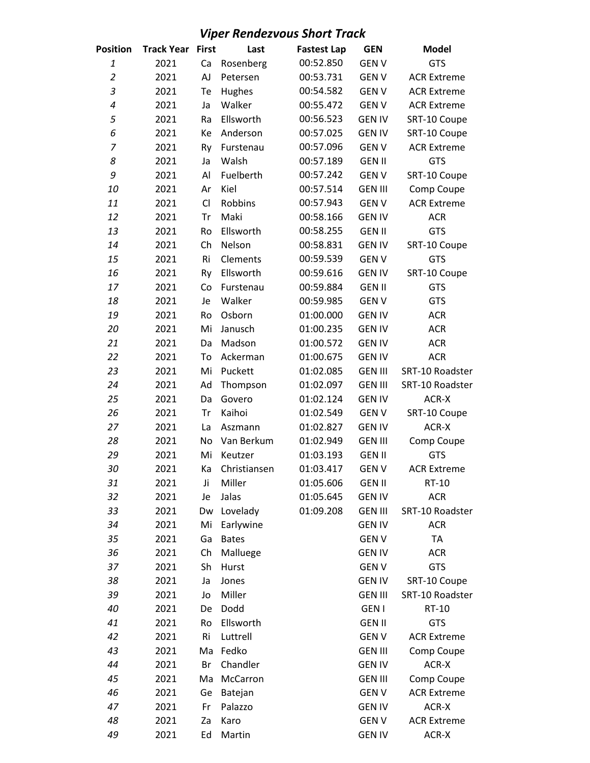# *Viper Rendezvous Short Track*

| Position | Track Year | First | Last | Fastest Lap | GEN | Model |
|---|---|---|---|---|---|---|
| *1* | 2021 | Ca | Rosenberg | 00:52.850 | GEN V | GTS |
| *2* | 2021 | AJ | Petersen | 00:53.731 | GEN V | ACR Extreme |
| *3* | 2021 | Te | Hughes | 00:54.582 | GEN V | ACR Extreme |
| *4* | 2021 | Ja | Walker | 00:55.472 | GEN V | ACR Extreme |
| *5* | 2021 | Ra | Ellsworth | 00:56.523 | GEN IV | SRT-10 Coupe |
| *6* | 2021 | Ke | Anderson | 00:57.025 | GEN IV | SRT-10 Coupe |
| *7* | 2021 | Ry | Furstenau | 00:57.096 | GEN V | ACR Extreme |
| *8* | 2021 | Ja | Walsh | 00:57.189 | GEN II | GTS |
| *9* | 2021 | Al | Fuelberth | 00:57.242 | GEN V | SRT-10 Coupe |
| *10* | 2021 | Ar | Kiel | 00:57.514 | GEN III | Comp Coupe |
| *11* | 2021 | Cl | Robbins | 00:57.943 | GEN V | ACR Extreme |
| *12* | 2021 | Tr | Maki | 00:58.166 | GEN IV | ACR |
| *13* | 2021 | Ro | Ellsworth | 00:58.255 | GEN II | GTS |
| *14* | 2021 | Ch | Nelson | 00:58.831 | GEN IV | SRT-10 Coupe |
| *15* | 2021 | Ri | Clements | 00:59.539 | GEN V | GTS |
| *16* | 2021 | Ry | Ellsworth | 00:59.616 | GEN IV | SRT-10 Coupe |
| *17* | 2021 | Co | Furstenau | 00:59.884 | GEN II | GTS |
| *18* | 2021 | Je | Walker | 00:59.985 | GEN V | GTS |
| *19* | 2021 | Ro | Osborn | 01:00.000 | GEN IV | ACR |
| *20* | 2021 | Mi | Janusch | 01:00.235 | GEN IV | ACR |
| *21* | 2021 | Da | Madson | 01:00.572 | GEN IV | ACR |
| *22* | 2021 | To | Ackerman | 01:00.675 | GEN IV | ACR |
| *23* | 2021 | Mi | Puckett | 01:02.085 | GEN III | SRT-10 Roadster |
| *24* | 2021 | Ad | Thompson | 01:02.097 | GEN III | SRT-10 Roadster |
| *25* | 2021 | Da | Govero | 01:02.124 | GEN IV | ACR-X |
| *26* | 2021 | Tr | Kaihoi | 01:02.549 | GEN V | SRT-10 Coupe |
| *27* | 2021 | La | Aszmann | 01:02.827 | GEN IV | ACR-X |
| *28* | 2021 | No | Van Berkum | 01:02.949 | GEN III | Comp Coupe |
| *29* | 2021 | Mi | Keutzer | 01:03.193 | GEN II | GTS |
| *30* | 2021 | Ka | Christiansen | 01:03.417 | GEN V | ACR Extreme |
| *31* | 2021 | Ji | Miller | 01:05.606 | GEN II | RT-10 |
| *32* | 2021 | Je | Jalas | 01:05.645 | GEN IV | ACR |
| *33* | 2021 | Dw | Lovelady | 01:09.208 | GEN III | SRT-10 Roadster |
| *34* | 2021 | Mi | Earlywine | | GEN IV | ACR |
| *35* | 2021 | Ga | Bates | | GEN V | TA |
| *36* | 2021 | Ch | Malluege | | GEN IV | ACR |
| *37* | 2021 | Sh | Hurst | | GEN V | GTS |
| *38* | 2021 | Ja | Jones | | GEN IV | SRT-10 Coupe |
| *39* | 2021 | Jo | Miller | | GEN III | SRT-10 Roadster |
| *40* | 2021 | De | Dodd | | GEN I | RT-10 |
| *41* | 2021 | Ro | Ellsworth | | GEN II | GTS |
| *42* | 2021 | Ri | Luttrell | | GEN V | ACR Extreme |
| *43* | 2021 | Ma | Fedko | | GEN III | Comp Coupe |
| *44* | 2021 | Br | Chandler | | GEN IV | ACR-X |
| *45* | 2021 | Ma | McCarron | | GEN III | Comp Coupe |
| *46* | 2021 | Ge | Batejan | | GEN V | ACR Extreme |
| *47* | 2021 | Fr | Palazzo | | GEN IV | ACR-X |
| *48* | 2021 | Za | Karo | | GEN V | ACR Extreme |
| *49* | 2021 | Ed | Martin | | GEN IV | ACR-X |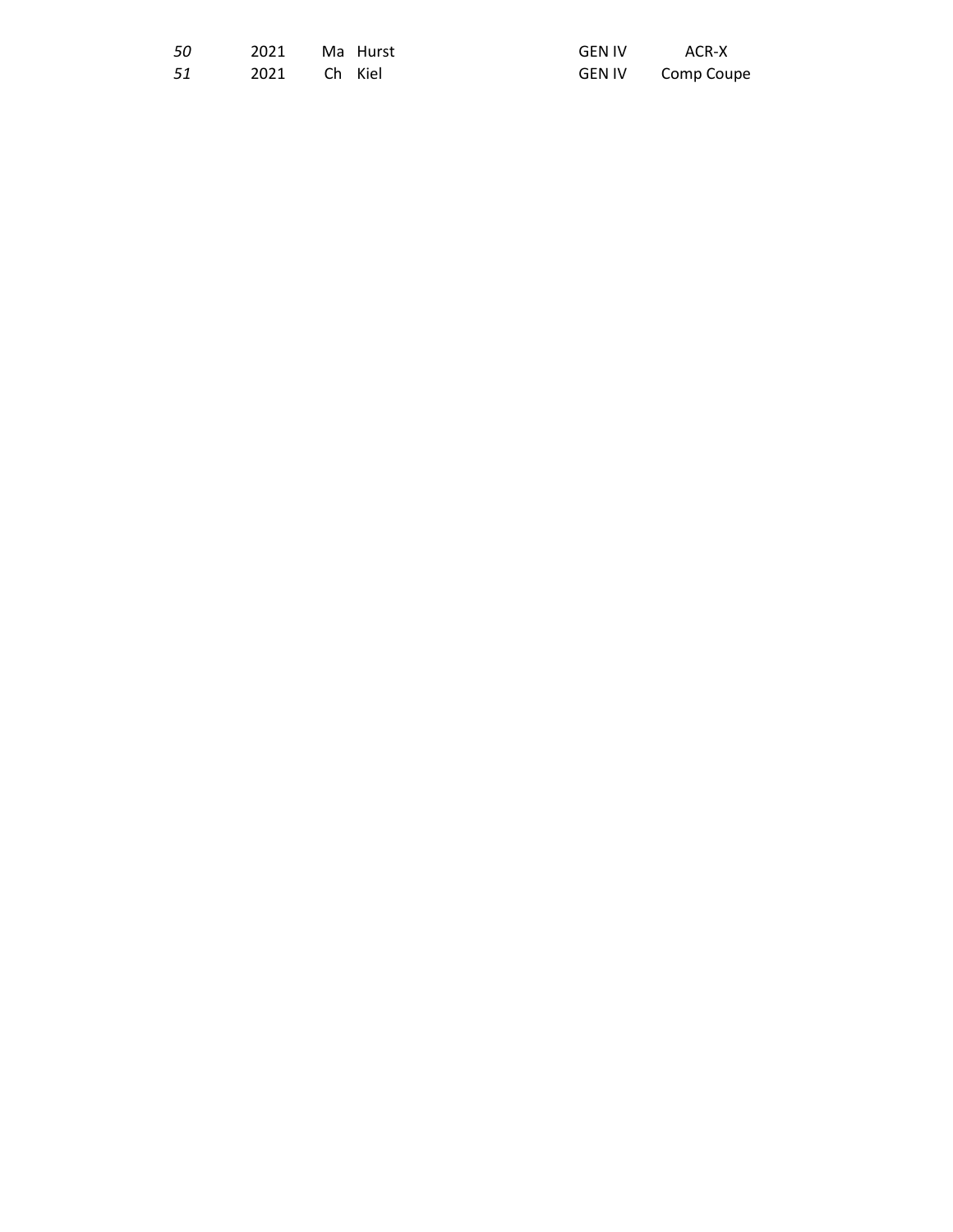| | | | | | |
|---|---|---|---|---|---|
| *50* | 2021 | Ma | Hurst | GEN IV | ACR-X |
| *51* | 2021 | Ch | Kiel | GEN IV | Comp Coupe |